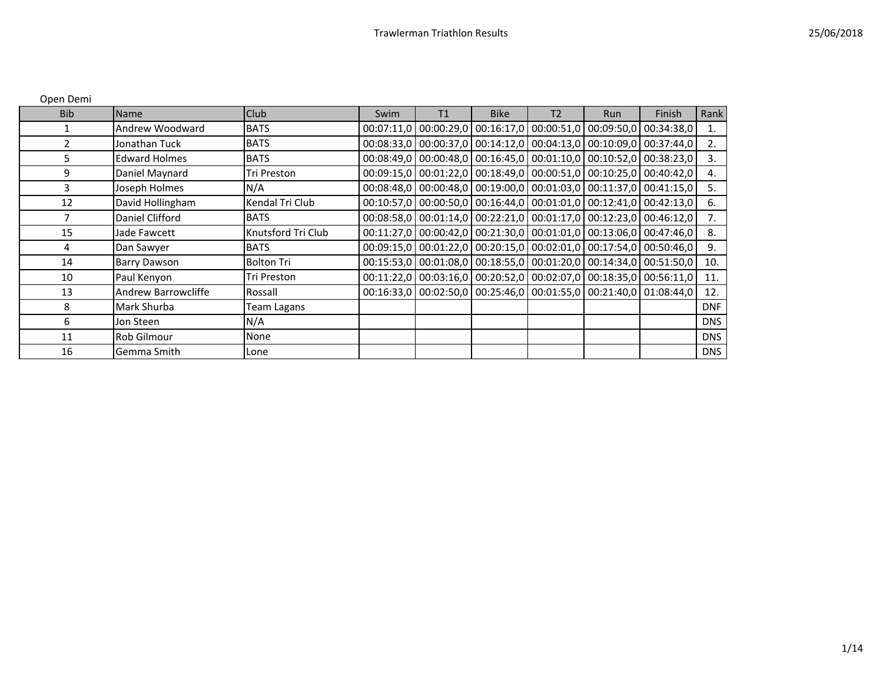# Trawlerman Triathlon Results

25/06/2018

Open Demi

| Bib | Name | Club | Swim | T1 | Bike | T2 | Run | Finish | Rank |
|---|---|---|---|---|---|---|---|---|---|
| 1 | Andrew Woodward | BATS | 00:07:11,0 | 00:00:29,0 | 00:16:17,0 | 00:00:51,0 | 00:09:50,0 | 00:34:38,0 | 1. |
| 2 | Jonathan Tuck | BATS | 00:08:33,0 | 00:00:37,0 | 00:14:12,0 | 00:04:13,0 | 00:10:09,0 | 00:37:44,0 | 2. |
| 5 | Edward Holmes | BATS | 00:08:49,0 | 00:00:48,0 | 00:16:45,0 | 00:01:10,0 | 00:10:52,0 | 00:38:23,0 | 3. |
| 9 | Daniel Maynard | Tri Preston | 00:09:15,0 | 00:01:22,0 | 00:18:49,0 | 00:00:51,0 | 00:10:25,0 | 00:40:42,0 | 4. |
| 3 | Joseph Holmes | N/A | 00:08:48,0 | 00:00:48,0 | 00:19:00,0 | 00:01:03,0 | 00:11:37,0 | 00:41:15,0 | 5. |
| 12 | David Hollingham | Kendal Tri Club | 00:10:57,0 | 00:00:50,0 | 00:16:44,0 | 00:01:01,0 | 00:12:41,0 | 00:42:13,0 | 6. |
| 7 | Daniel Clifford | BATS | 00:08:58,0 | 00:01:14,0 | 00:22:21,0 | 00:01:17,0 | 00:12:23,0 | 00:46:12,0 | 7. |
| 15 | Jade Fawcett | Knutsford Tri Club | 00:11:27,0 | 00:00:42,0 | 00:21:30,0 | 00:01:01,0 | 00:13:06,0 | 00:47:46,0 | 8. |
| 4 | Dan Sawyer | BATS | 00:09:15,0 | 00:01:22,0 | 00:20:15,0 | 00:02:01,0 | 00:17:54,0 | 00:50:46,0 | 9. |
| 14 | Barry Dawson | Bolton Tri | 00:15:53,0 | 00:01:08,0 | 00:18:55,0 | 00:01:20,0 | 00:14:34,0 | 00:51:50,0 | 10. |
| 10 | Paul Kenyon | Tri Preston | 00:11:22,0 | 00:03:16,0 | 00:20:52,0 | 00:02:07,0 | 00:18:35,0 | 00:56:11,0 | 11. |
| 13 | Andrew Barrowcliffe | Rossall | 00:16:33,0 | 00:02:50,0 | 00:25:46,0 | 00:01:55,0 | 00:21:40,0 | 01:08:44,0 | 12. |
| 8 | Mark Shurba | Team Lagans | | | | | | | DNF |
| 6 | Jon Steen | N/A | | | | | | | DNS |
| 11 | Rob Gilmour | None | | | | | | | DNS |
| 16 | Gemma Smith | Lone | | | | | | | DNS |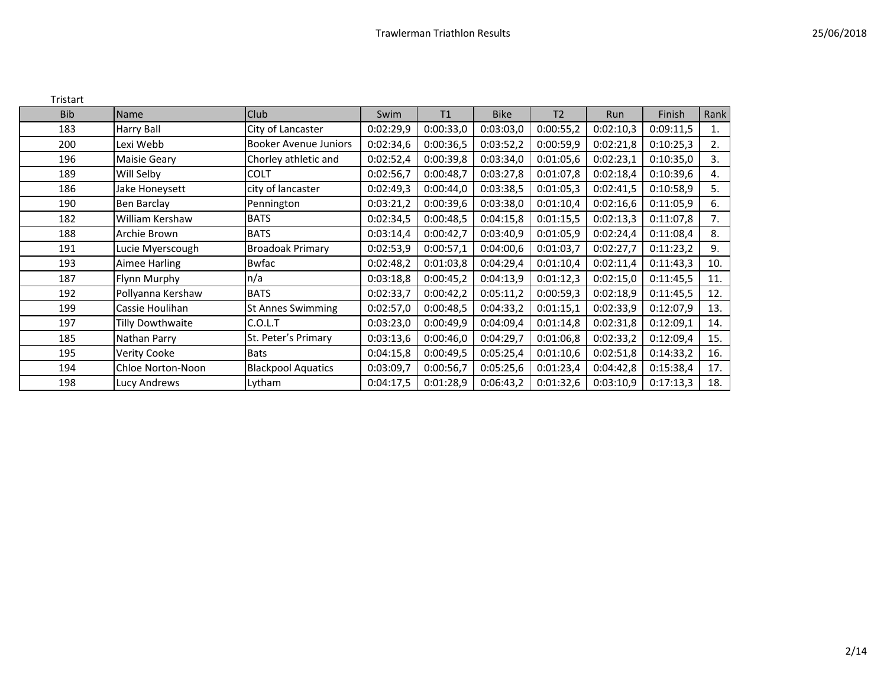# Trawlerman Triathlon Results

25/06/2018

Tristart

| Bib | Name | Club | Swim | T1 | Bike | T2 | Run | Finish | Rank |
|---|---|---|---|---|---|---|---|---|---|
| 183 | Harry Ball | City of Lancaster | 0:02:29,9 | 0:00:33,0 | 0:03:03,0 | 0:00:55,2 | 0:02:10,3 | 0:09:11,5 | 1. |
| 200 | Lexi Webb | Booker Avenue Juniors | 0:02:34,6 | 0:00:36,5 | 0:03:52,2 | 0:00:59,9 | 0:02:21,8 | 0:10:25,3 | 2. |
| 196 | Maisie Geary | Chorley athletic and | 0:02:52,4 | 0:00:39,8 | 0:03:34,0 | 0:01:05,6 | 0:02:23,1 | 0:10:35,0 | 3. |
| 189 | Will Selby | COLT | 0:02:56,7 | 0:00:48,7 | 0:03:27,8 | 0:01:07,8 | 0:02:18,4 | 0:10:39,6 | 4. |
| 186 | Jake Honeysett | city of lancaster | 0:02:49,3 | 0:00:44,0 | 0:03:38,5 | 0:01:05,3 | 0:02:41,5 | 0:10:58,9 | 5. |
| 190 | Ben Barclay | Pennington | 0:03:21,2 | 0:00:39,6 | 0:03:38,0 | 0:01:10,4 | 0:02:16,6 | 0:11:05,9 | 6. |
| 182 | William Kershaw | BATS | 0:02:34,5 | 0:00:48,5 | 0:04:15,8 | 0:01:15,5 | 0:02:13,3 | 0:11:07,8 | 7. |
| 188 | Archie Brown | BATS | 0:03:14,4 | 0:00:42,7 | 0:03:40,9 | 0:01:05,9 | 0:02:24,4 | 0:11:08,4 | 8. |
| 191 | Lucie Myerscough | Broadoak Primary | 0:02:53,9 | 0:00:57,1 | 0:04:00,6 | 0:01:03,7 | 0:02:27,7 | 0:11:23,2 | 9. |
| 193 | Aimee Harling | Bwfac | 0:02:48,2 | 0:01:03,8 | 0:04:29,4 | 0:01:10,4 | 0:02:11,4 | 0:11:43,3 | 10. |
| 187 | Flynn Murphy | n/a | 0:03:18,8 | 0:00:45,2 | 0:04:13,9 | 0:01:12,3 | 0:02:15,0 | 0:11:45,5 | 11. |
| 192 | Pollyanna Kershaw | BATS | 0:02:33,7 | 0:00:42,2 | 0:05:11,2 | 0:00:59,3 | 0:02:18,9 | 0:11:45,5 | 12. |
| 199 | Cassie Houlihan | St Annes Swimming | 0:02:57,0 | 0:00:48,5 | 0:04:33,2 | 0:01:15,1 | 0:02:33,9 | 0:12:07,9 | 13. |
| 197 | Tilly Dowthwaite | C.O.L.T | 0:03:23,0 | 0:00:49,9 | 0:04:09,4 | 0:01:14,8 | 0:02:31,8 | 0:12:09,1 | 14. |
| 185 | Nathan Parry | St. Peter's Primary | 0:03:13,6 | 0:00:46,0 | 0:04:29,7 | 0:01:06,8 | 0:02:33,2 | 0:12:09,4 | 15. |
| 195 | Verity Cooke | Bats | 0:04:15,8 | 0:00:49,5 | 0:05:25,4 | 0:01:10,6 | 0:02:51,8 | 0:14:33,2 | 16. |
| 194 | Chloe Norton-Noon | Blackpool Aquatics | 0:03:09,7 | 0:00:56,7 | 0:05:25,6 | 0:01:23,4 | 0:04:42,8 | 0:15:38,4 | 17. |
| 198 | Lucy Andrews | Lytham | 0:04:17,5 | 0:01:28,9 | 0:06:43,2 | 0:01:32,6 | 0:03:10,9 | 0:17:13,3 | 18. |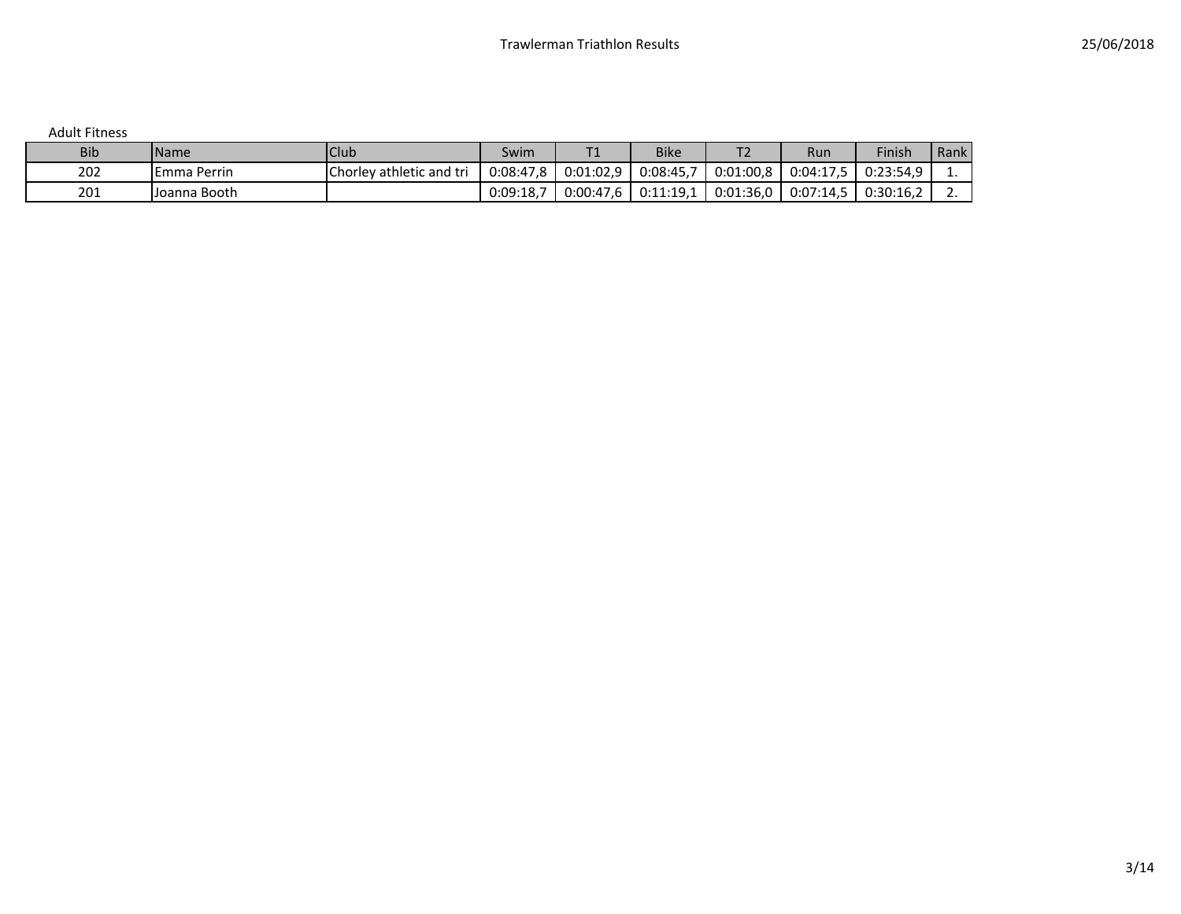Adult Fitness

| Bib | Name | Club | Swim | T1 | Bike | T2 | Run | Finish | Rank |
|---|---|---|---|---|---|---|---|---|---|
| 202 | Emma Perrin | Chorley athletic and tri | 0:08:47,8 | 0:01:02,9 | 0:08:45,7 | 0:01:00,8 | 0:04:17,5 | 0:23:54,9 | 1. |
| 201 | Joanna Booth | | 0:09:18,7 | 0:00:47,6 | 0:11:19,1 | 0:01:36,0 | 0:07:14,5 | 0:30:16,2 | 2. |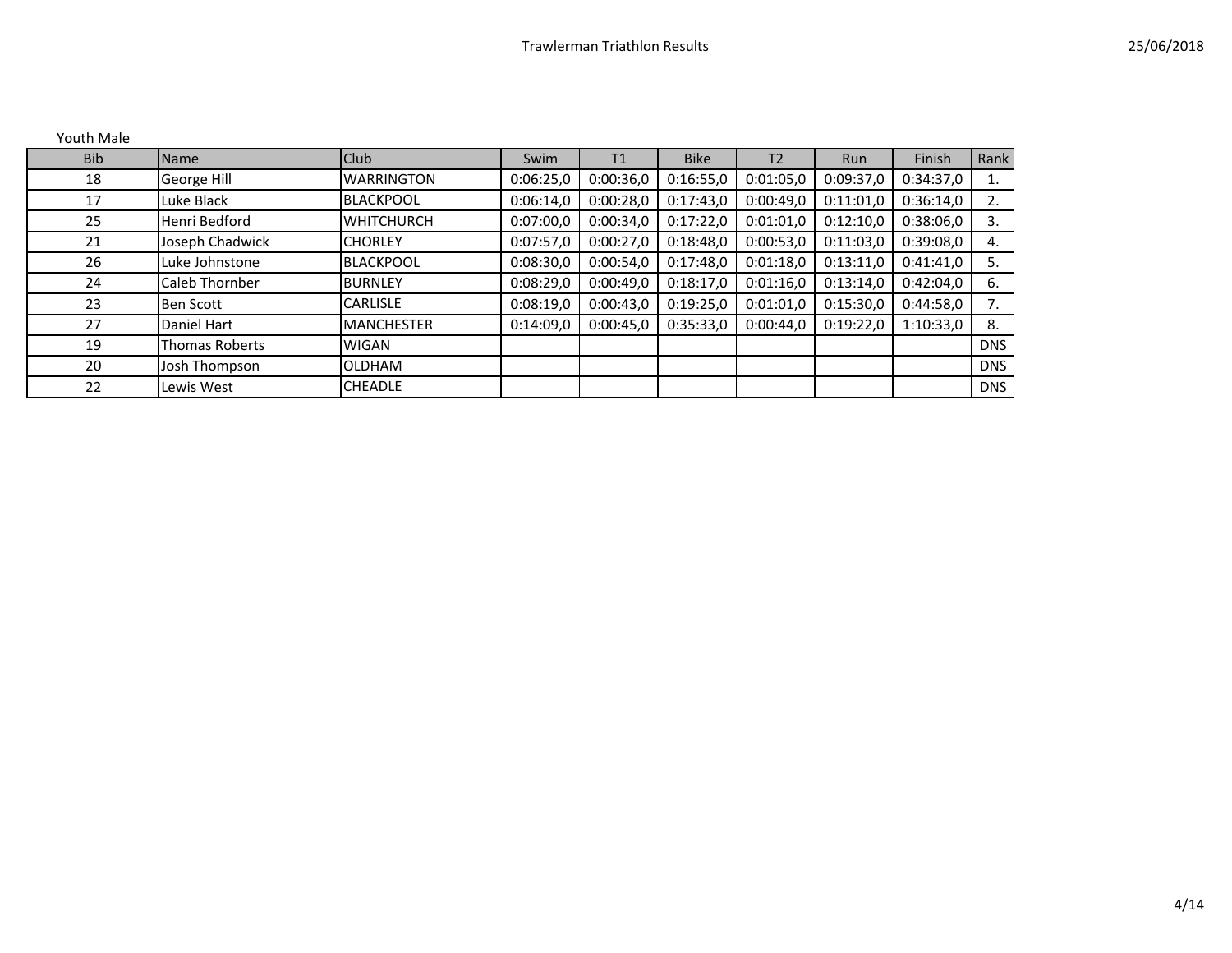Youth Male

| Bib | Name | Club | Swim | T1 | Bike | T2 | Run | Finish | Rank |
|---|---|---|---|---|---|---|---|---|---|
| 18 | George Hill | WARRINGTON | 0:06:25,0 | 0:00:36,0 | 0:16:55,0 | 0:01:05,0 | 0:09:37,0 | 0:34:37,0 | 1. |
| 17 | Luke Black | BLACKPOOL | 0:06:14,0 | 0:00:28,0 | 0:17:43,0 | 0:00:49,0 | 0:11:01,0 | 0:36:14,0 | 2. |
| 25 | Henri Bedford | WHITCHURCH | 0:07:00,0 | 0:00:34,0 | 0:17:22,0 | 0:01:01,0 | 0:12:10,0 | 0:38:06,0 | 3. |
| 21 | Joseph Chadwick | CHORLEY | 0:07:57,0 | 0:00:27,0 | 0:18:48,0 | 0:00:53,0 | 0:11:03,0 | 0:39:08,0 | 4. |
| 26 | Luke Johnstone | BLACKPOOL | 0:08:30,0 | 0:00:54,0 | 0:17:48,0 | 0:01:18,0 | 0:13:11,0 | 0:41:41,0 | 5. |
| 24 | Caleb Thornber | BURNLEY | 0:08:29,0 | 0:00:49,0 | 0:18:17,0 | 0:01:16,0 | 0:13:14,0 | 0:42:04,0 | 6. |
| 23 | Ben Scott | CARLISLE | 0:08:19,0 | 0:00:43,0 | 0:19:25,0 | 0:01:01,0 | 0:15:30,0 | 0:44:58,0 | 7. |
| 27 | Daniel Hart | MANCHESTER | 0:14:09,0 | 0:00:45,0 | 0:35:33,0 | 0:00:44,0 | 0:19:22,0 | 1:10:33,0 | 8. |
| 19 | Thomas Roberts | WIGAN | | | | | | | DNS |
| 20 | Josh Thompson | OLDHAM | | | | | | | DNS |
| 22 | Lewis West | CHEADLE | | | | | | | DNS |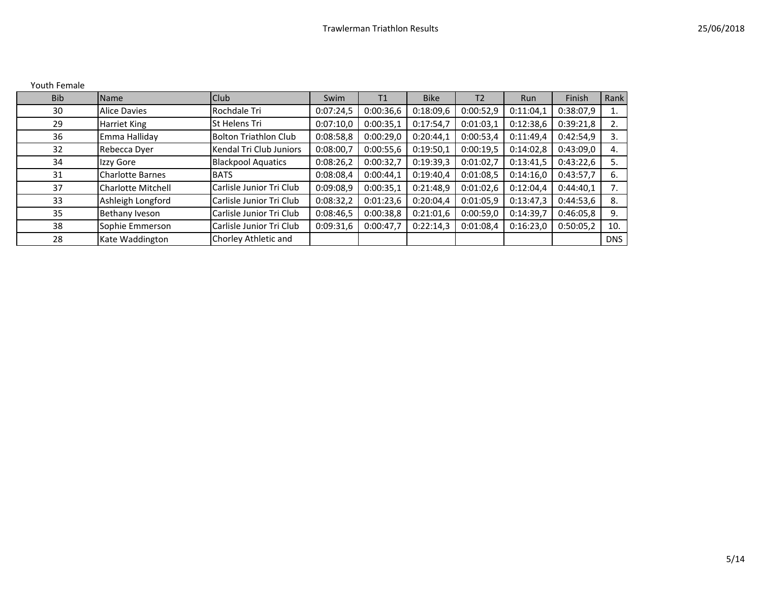Youth Female

| Bib | Name | Club | Swim | T1 | Bike | T2 | Run | Finish | Rank |
|---|---|---|---|---|---|---|---|---|---|
| 30 | Alice Davies | Rochdale Tri | 0:07:24,5 | 0:00:36,6 | 0:18:09,6 | 0:00:52,9 | 0:11:04,1 | 0:38:07,9 | 1. |
| 29 | Harriet King | St Helens Tri | 0:07:10,0 | 0:00:35,1 | 0:17:54,7 | 0:01:03,1 | 0:12:38,6 | 0:39:21,8 | 2. |
| 36 | Emma Halliday | Bolton Triathlon Club | 0:08:58,8 | 0:00:29,0 | 0:20:44,1 | 0:00:53,4 | 0:11:49,4 | 0:42:54,9 | 3. |
| 32 | Rebecca Dyer | Kendal Tri Club Juniors | 0:08:00,7 | 0:00:55,6 | 0:19:50,1 | 0:00:19,5 | 0:14:02,8 | 0:43:09,0 | 4. |
| 34 | Izzy Gore | Blackpool Aquatics | 0:08:26,2 | 0:00:32,7 | 0:19:39,3 | 0:01:02,7 | 0:13:41,5 | 0:43:22,6 | 5. |
| 31 | Charlotte Barnes | BATS | 0:08:08,4 | 0:00:44,1 | 0:19:40,4 | 0:01:08,5 | 0:14:16,0 | 0:43:57,7 | 6. |
| 37 | Charlotte Mitchell | Carlisle Junior Tri Club | 0:09:08,9 | 0:00:35,1 | 0:21:48,9 | 0:01:02,6 | 0:12:04,4 | 0:44:40,1 | 7. |
| 33 | Ashleigh Longford | Carlisle Junior Tri Club | 0:08:32,2 | 0:01:23,6 | 0:20:04,4 | 0:01:05,9 | 0:13:47,3 | 0:44:53,6 | 8. |
| 35 | Bethany Iveson | Carlisle Junior Tri Club | 0:08:46,5 | 0:00:38,8 | 0:21:01,6 | 0:00:59,0 | 0:14:39,7 | 0:46:05,8 | 9. |
| 38 | Sophie Emmerson | Carlisle Junior Tri Club | 0:09:31,6 | 0:00:47,7 | 0:22:14,3 | 0:01:08,4 | 0:16:23,0 | 0:50:05,2 | 10. |
| 28 | Kate Waddington | Chorley Athletic and | | | | | | | DNS |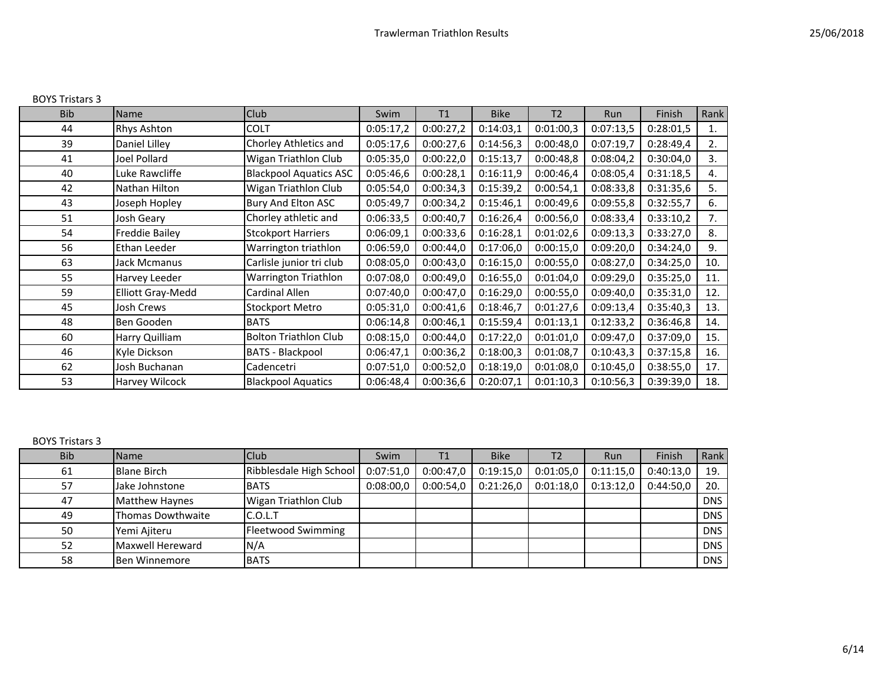Trawlerman Triathlon Results

25/06/2018

BOYS Tristars 3

| Bib | Name | Club | Swim | T1 | Bike | T2 | Run | Finish | Rank |
|---|---|---|---|---|---|---|---|---|---|
| 44 | Rhys Ashton | COLT | 0:05:17,2 | 0:00:27,2 | 0:14:03,1 | 0:01:00,3 | 0:07:13,5 | 0:28:01,5 | 1. |
| 39 | Daniel Lilley | Chorley Athletics and | 0:05:17,6 | 0:00:27,6 | 0:14:56,3 | 0:00:48,0 | 0:07:19,7 | 0:28:49,4 | 2. |
| 41 | Joel Pollard | Wigan Triathlon Club | 0:05:35,0 | 0:00:22,0 | 0:15:13,7 | 0:00:48,8 | 0:08:04,2 | 0:30:04,0 | 3. |
| 40 | Luke Rawcliffe | Blackpool Aquatics ASC | 0:05:46,6 | 0:00:28,1 | 0:16:11,9 | 0:00:46,4 | 0:08:05,4 | 0:31:18,5 | 4. |
| 42 | Nathan Hilton | Wigan Triathlon Club | 0:05:54,0 | 0:00:34,3 | 0:15:39,2 | 0:00:54,1 | 0:08:33,8 | 0:31:35,6 | 5. |
| 43 | Joseph Hopley | Bury And Elton ASC | 0:05:49,7 | 0:00:34,2 | 0:15:46,1 | 0:00:49,6 | 0:09:55,8 | 0:32:55,7 | 6. |
| 51 | Josh Geary | Chorley athletic and | 0:06:33,5 | 0:00:40,7 | 0:16:26,4 | 0:00:56,0 | 0:08:33,4 | 0:33:10,2 | 7. |
| 54 | Freddie Bailey | Stcokport Harriers | 0:06:09,1 | 0:00:33,6 | 0:16:28,1 | 0:01:02,6 | 0:09:13,3 | 0:33:27,0 | 8. |
| 56 | Ethan Leeder | Warrington triathlon | 0:06:59,0 | 0:00:44,0 | 0:17:06,0 | 0:00:15,0 | 0:09:20,0 | 0:34:24,0 | 9. |
| 63 | Jack Mcmanus | Carlisle junior tri club | 0:08:05,0 | 0:00:43,0 | 0:16:15,0 | 0:00:55,0 | 0:08:27,0 | 0:34:25,0 | 10. |
| 55 | Harvey Leeder | Warrington Triathlon | 0:07:08,0 | 0:00:49,0 | 0:16:55,0 | 0:01:04,0 | 0:09:29,0 | 0:35:25,0 | 11. |
| 59 | Elliott Gray-Medd | Cardinal Allen | 0:07:40,0 | 0:00:47,0 | 0:16:29,0 | 0:00:55,0 | 0:09:40,0 | 0:35:31,0 | 12. |
| 45 | Josh Crews | Stockport Metro | 0:05:31,0 | 0:00:41,6 | 0:18:46,7 | 0:01:27,6 | 0:09:13,4 | 0:35:40,3 | 13. |
| 48 | Ben Gooden | BATS | 0:06:14,8 | 0:00:46,1 | 0:15:59,4 | 0:01:13,1 | 0:12:33,2 | 0:36:46,8 | 14. |
| 60 | Harry Quilliam | Bolton Triathlon Club | 0:08:15,0 | 0:00:44,0 | 0:17:22,0 | 0:01:01,0 | 0:09:47,0 | 0:37:09,0 | 15. |
| 46 | Kyle Dickson | BATS - Blackpool | 0:06:47,1 | 0:00:36,2 | 0:18:00,3 | 0:01:08,7 | 0:10:43,3 | 0:37:15,8 | 16. |
| 62 | Josh Buchanan | Cadencetri | 0:07:51,0 | 0:00:52,0 | 0:18:19,0 | 0:01:08,0 | 0:10:45,0 | 0:38:55,0 | 17. |
| 53 | Harvey Wilcock | Blackpool Aquatics | 0:06:48,4 | 0:00:36,6 | 0:20:07,1 | 0:01:10,3 | 0:10:56,3 | 0:39:39,0 | 18. |

BOYS Tristars 3

| Bib | Name | Club | Swim | T1 | Bike | T2 | Run | Finish | Rank |
|---|---|---|---|---|---|---|---|---|---|
| 61 | Blane Birch | Ribblesdale High School | 0:07:51,0 | 0:00:47,0 | 0:19:15,0 | 0:01:05,0 | 0:11:15,0 | 0:40:13,0 | 19. |
| 57 | Jake Johnstone | BATS | 0:08:00,0 | 0:00:54,0 | 0:21:26,0 | 0:01:18,0 | 0:13:12,0 | 0:44:50,0 | 20. |
| 47 | Matthew Haynes | Wigan Triathlon Club | | | | | | | DNS |
| 49 | Thomas Dowthwaite | C.O.L.T | | | | | | | DNS |
| 50 | Yemi Ajiteru | Fleetwood Swimming | | | | | | | DNS |
| 52 | Maxwell Hereward | N/A | | | | | | | DNS |
| 58 | Ben Winnemore | BATS | | | | | | | DNS |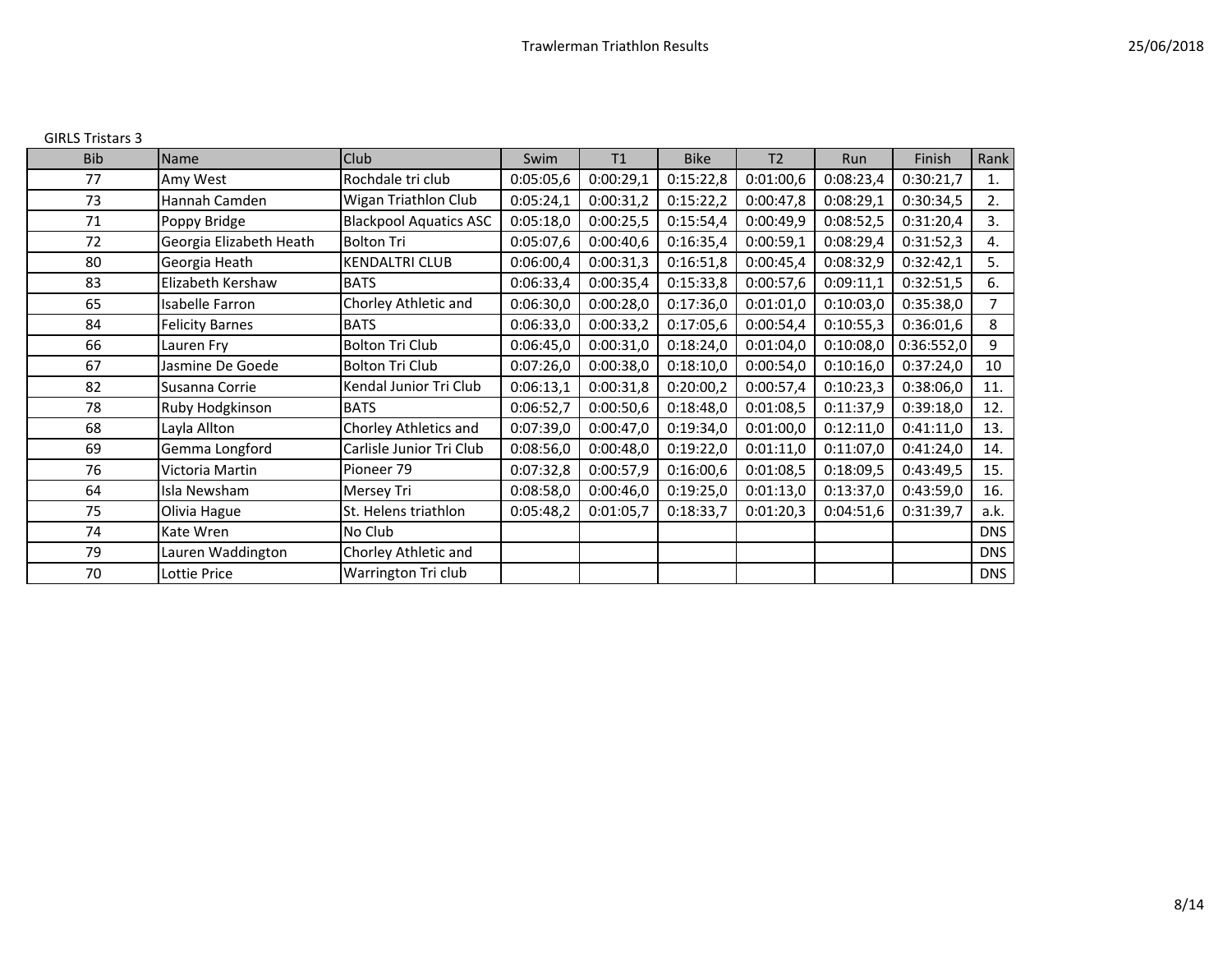GIRLS Tristars 3

| Bib | Name | Club | Swim | T1 | Bike | T2 | Run | Finish | Rank |
|---|---|---|---|---|---|---|---|---|---|
| 77 | Amy West | Rochdale tri club | 0:05:05,6 | 0:00:29,1 | 0:15:22,8 | 0:01:00,6 | 0:08:23,4 | 0:30:21,7 | 1. |
| 73 | Hannah Camden | Wigan Triathlon Club | 0:05:24,1 | 0:00:31,2 | 0:15:22,2 | 0:00:47,8 | 0:08:29,1 | 0:30:34,5 | 2. |
| 71 | Poppy Bridge | Blackpool Aquatics ASC | 0:05:18,0 | 0:00:25,5 | 0:15:54,4 | 0:00:49,9 | 0:08:52,5 | 0:31:20,4 | 3. |
| 72 | Georgia Elizabeth Heath | Bolton Tri | 0:05:07,6 | 0:00:40,6 | 0:16:35,4 | 0:00:59,1 | 0:08:29,4 | 0:31:52,3 | 4. |
| 80 | Georgia Heath | KENDALTRI CLUB | 0:06:00,4 | 0:00:31,3 | 0:16:51,8 | 0:00:45,4 | 0:08:32,9 | 0:32:42,1 | 5. |
| 83 | Elizabeth Kershaw | BATS | 0:06:33,4 | 0:00:35,4 | 0:15:33,8 | 0:00:57,6 | 0:09:11,1 | 0:32:51,5 | 6. |
| 65 | Isabelle Farron | Chorley Athletic and | 0:06:30,0 | 0:00:28,0 | 0:17:36,0 | 0:01:01,0 | 0:10:03,0 | 0:35:38,0 | 7 |
| 84 | Felicity Barnes | BATS | 0:06:33,0 | 0:00:33,2 | 0:17:05,6 | 0:00:54,4 | 0:10:55,3 | 0:36:01,6 | 8 |
| 66 | Lauren Fry | Bolton Tri Club | 0:06:45,0 | 0:00:31,0 | 0:18:24,0 | 0:01:04,0 | 0:10:08,0 | 0:36:552,0 | 9 |
| 67 | Jasmine De Goede | Bolton Tri Club | 0:07:26,0 | 0:00:38,0 | 0:18:10,0 | 0:00:54,0 | 0:10:16,0 | 0:37:24,0 | 10 |
| 82 | Susanna Corrie | Kendal Junior Tri Club | 0:06:13,1 | 0:00:31,8 | 0:20:00,2 | 0:00:57,4 | 0:10:23,3 | 0:38:06,0 | 11. |
| 78 | Ruby Hodgkinson | BATS | 0:06:52,7 | 0:00:50,6 | 0:18:48,0 | 0:01:08,5 | 0:11:37,9 | 0:39:18,0 | 12. |
| 68 | Layla Allton | Chorley Athletics and | 0:07:39,0 | 0:00:47,0 | 0:19:34,0 | 0:01:00,0 | 0:12:11,0 | 0:41:11,0 | 13. |
| 69 | Gemma Longford | Carlisle Junior Tri Club | 0:08:56,0 | 0:00:48,0 | 0:19:22,0 | 0:01:11,0 | 0:11:07,0 | 0:41:24,0 | 14. |
| 76 | Victoria Martin | Pioneer 79 | 0:07:32,8 | 0:00:57,9 | 0:16:00,6 | 0:01:08,5 | 0:18:09,5 | 0:43:49,5 | 15. |
| 64 | Isla Newsham | Mersey Tri | 0:08:58,0 | 0:00:46,0 | 0:19:25,0 | 0:01:13,0 | 0:13:37,0 | 0:43:59,0 | 16. |
| 75 | Olivia Hague | St. Helens triathlon | 0:05:48,2 | 0:01:05,7 | 0:18:33,7 | 0:01:20,3 | 0:04:51,6 | 0:31:39,7 | a.k. |
| 74 | Kate Wren | No Club | | | | | | | DNS |
| 79 | Lauren Waddington | Chorley Athletic and | | | | | | | DNS |
| 70 | Lottie Price | Warrington Tri club | | | | | | | DNS |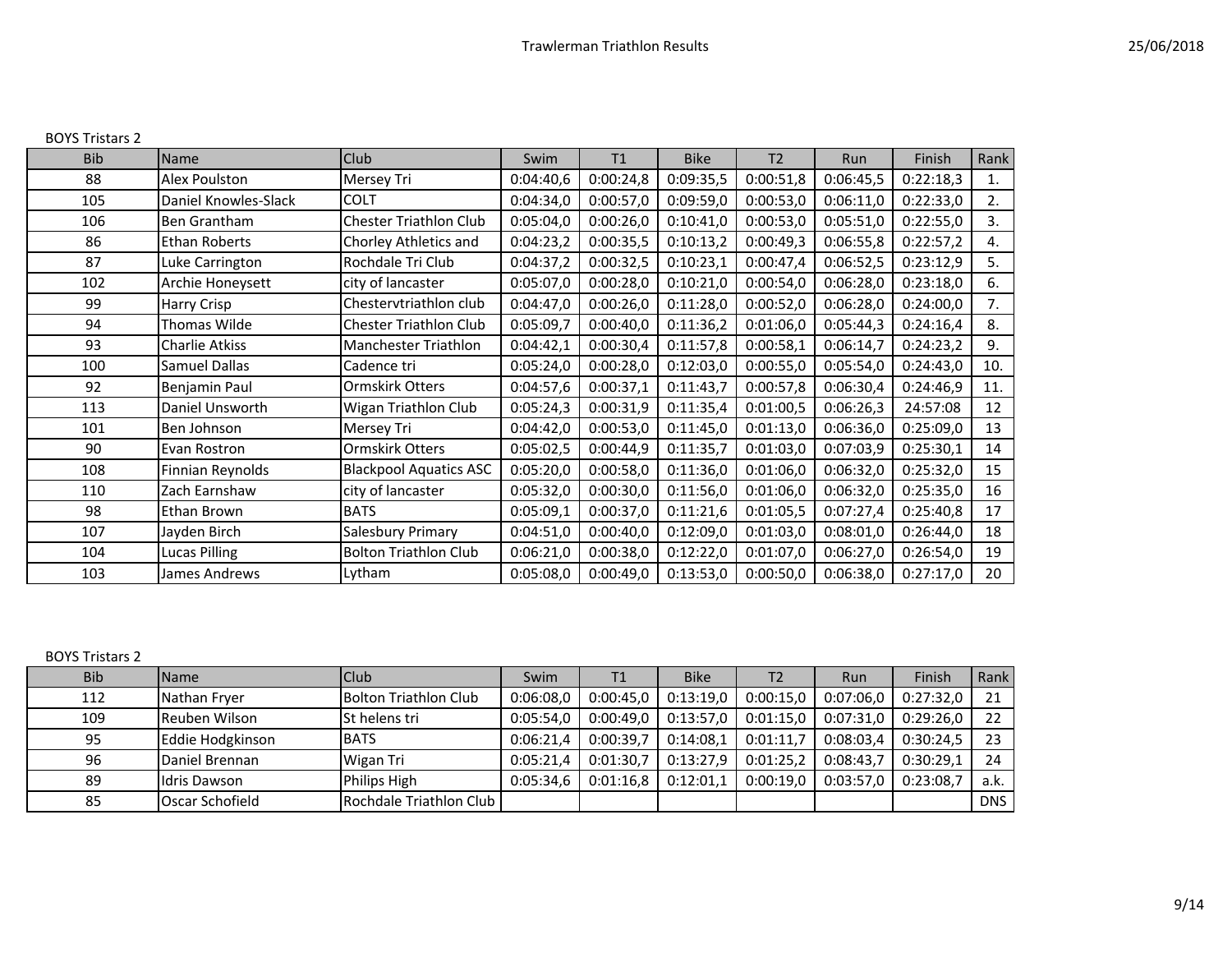BOYS Tristars 2

| Bib | Name | Club | Swim | T1 | Bike | T2 | Run | Finish | Rank |
|---|---|---|---|---|---|---|---|---|---|
| 88 | Alex Poulston | Mersey Tri | 0:04:40,6 | 0:00:24,8 | 0:09:35,5 | 0:00:51,8 | 0:06:45,5 | 0:22:18,3 | 1. |
| 105 | Daniel Knowles-Slack | COLT | 0:04:34,0 | 0:00:57,0 | 0:09:59,0 | 0:00:53,0 | 0:06:11,0 | 0:22:33,0 | 2. |
| 106 | Ben Grantham | Chester Triathlon Club | 0:05:04,0 | 0:00:26,0 | 0:10:41,0 | 0:00:53,0 | 0:05:51,0 | 0:22:55,0 | 3. |
| 86 | Ethan Roberts | Chorley Athletics and | 0:04:23,2 | 0:00:35,5 | 0:10:13,2 | 0:00:49,3 | 0:06:55,8 | 0:22:57,2 | 4. |
| 87 | Luke Carrington | Rochdale Tri Club | 0:04:37,2 | 0:00:32,5 | 0:10:23,1 | 0:00:47,4 | 0:06:52,5 | 0:23:12,9 | 5. |
| 102 | Archie Honeysett | city of lancaster | 0:05:07,0 | 0:00:28,0 | 0:10:21,0 | 0:00:54,0 | 0:06:28,0 | 0:23:18,0 | 6. |
| 99 | Harry Crisp | Chestervtriathlon club | 0:04:47,0 | 0:00:26,0 | 0:11:28,0 | 0:00:52,0 | 0:06:28,0 | 0:24:00,0 | 7. |
| 94 | Thomas Wilde | Chester Triathlon Club | 0:05:09,7 | 0:00:40,0 | 0:11:36,2 | 0:01:06,0 | 0:05:44,3 | 0:24:16,4 | 8. |
| 93 | Charlie Atkiss | Manchester Triathlon | 0:04:42,1 | 0:00:30,4 | 0:11:57,8 | 0:00:58,1 | 0:06:14,7 | 0:24:23,2 | 9. |
| 100 | Samuel Dallas | Cadence tri | 0:05:24,0 | 0:00:28,0 | 0:12:03,0 | 0:00:55,0 | 0:05:54,0 | 0:24:43,0 | 10. |
| 92 | Benjamin Paul | Ormskirk Otters | 0:04:57,6 | 0:00:37,1 | 0:11:43,7 | 0:00:57,8 | 0:06:30,4 | 0:24:46,9 | 11. |
| 113 | Daniel Unsworth | Wigan Triathlon Club | 0:05:24,3 | 0:00:31,9 | 0:11:35,4 | 0:01:00,5 | 0:06:26,3 | 24:57:08 | 12 |
| 101 | Ben Johnson | Mersey Tri | 0:04:42,0 | 0:00:53,0 | 0:11:45,0 | 0:01:13,0 | 0:06:36,0 | 0:25:09,0 | 13 |
| 90 | Evan Rostron | Ormskirk Otters | 0:05:02,5 | 0:00:44,9 | 0:11:35,7 | 0:01:03,0 | 0:07:03,9 | 0:25:30,1 | 14 |
| 108 | Finnian Reynolds | Blackpool Aquatics ASC | 0:05:20,0 | 0:00:58,0 | 0:11:36,0 | 0:01:06,0 | 0:06:32,0 | 0:25:32,0 | 15 |
| 110 | Zach Earnshaw | city of lancaster | 0:05:32,0 | 0:00:30,0 | 0:11:56,0 | 0:01:06,0 | 0:06:32,0 | 0:25:35,0 | 16 |
| 98 | Ethan Brown | BATS | 0:05:09,1 | 0:00:37,0 | 0:11:21,6 | 0:01:05,5 | 0:07:27,4 | 0:25:40,8 | 17 |
| 107 | Jayden Birch | Salesbury Primary | 0:04:51,0 | 0:00:40,0 | 0:12:09,0 | 0:01:03,0 | 0:08:01,0 | 0:26:44,0 | 18 |
| 104 | Lucas Pilling | Bolton Triathlon Club | 0:06:21,0 | 0:00:38,0 | 0:12:22,0 | 0:01:07,0 | 0:06:27,0 | 0:26:54,0 | 19 |
| 103 | James Andrews | Lytham | 0:05:08,0 | 0:00:49,0 | 0:13:53,0 | 0:00:50,0 | 0:06:38,0 | 0:27:17,0 | 20 |

BOYS Tristars 2

| Bib | Name | Club | Swim | T1 | Bike | T2 | Run | Finish | Rank |
|---|---|---|---|---|---|---|---|---|---|
| 112 | Nathan Fryer | Bolton Triathlon Club | 0:06:08,0 | 0:00:45,0 | 0:13:19,0 | 0:00:15,0 | 0:07:06,0 | 0:27:32,0 | 21 |
| 109 | Reuben Wilson | St helens tri | 0:05:54,0 | 0:00:49,0 | 0:13:57,0 | 0:01:15,0 | 0:07:31,0 | 0:29:26,0 | 22 |
| 95 | Eddie Hodgkinson | BATS | 0:06:21,4 | 0:00:39,7 | 0:14:08,1 | 0:01:11,7 | 0:08:03,4 | 0:30:24,5 | 23 |
| 96 | Daniel Brennan | Wigan Tri | 0:05:21,4 | 0:01:30,7 | 0:13:27,9 | 0:01:25,2 | 0:08:43,7 | 0:30:29,1 | 24 |
| 89 | Idris Dawson | Philips High | 0:05:34,6 | 0:01:16,8 | 0:12:01,1 | 0:00:19,0 | 0:03:57,0 | 0:23:08,7 | a.k. |
| 85 | Oscar Schofield | Rochdale Triathlon Club | | | | | | | DNS |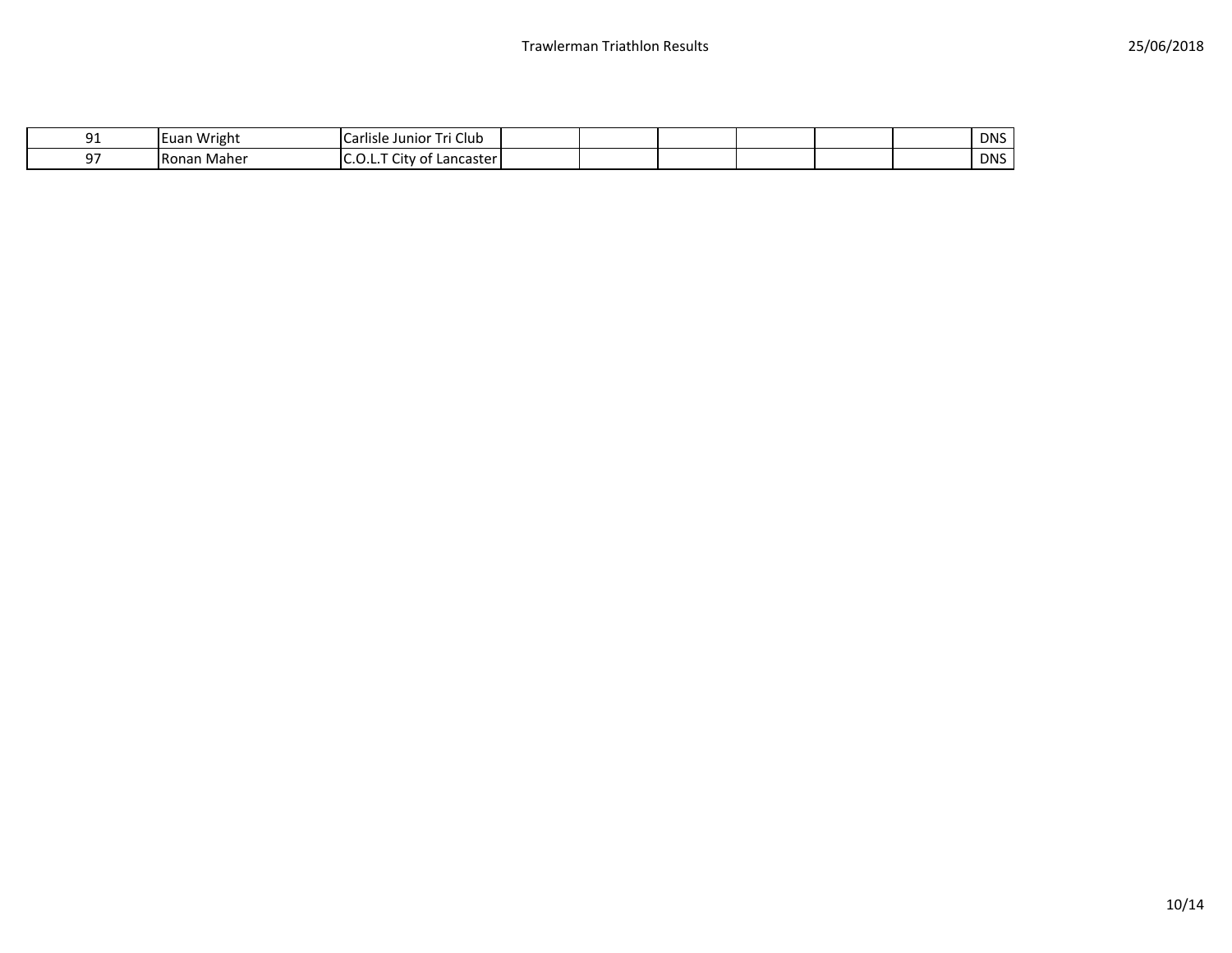| | | | | | | | | | |
|---|---|---|---|---|---|---|---|---|---|
| 91 | Euan Wright | Carlisle Junior Tri Club | | | | | | | DNS |
| 97 | Ronan Maher | C.O.L.T City of Lancaster | | | | | | | DNS |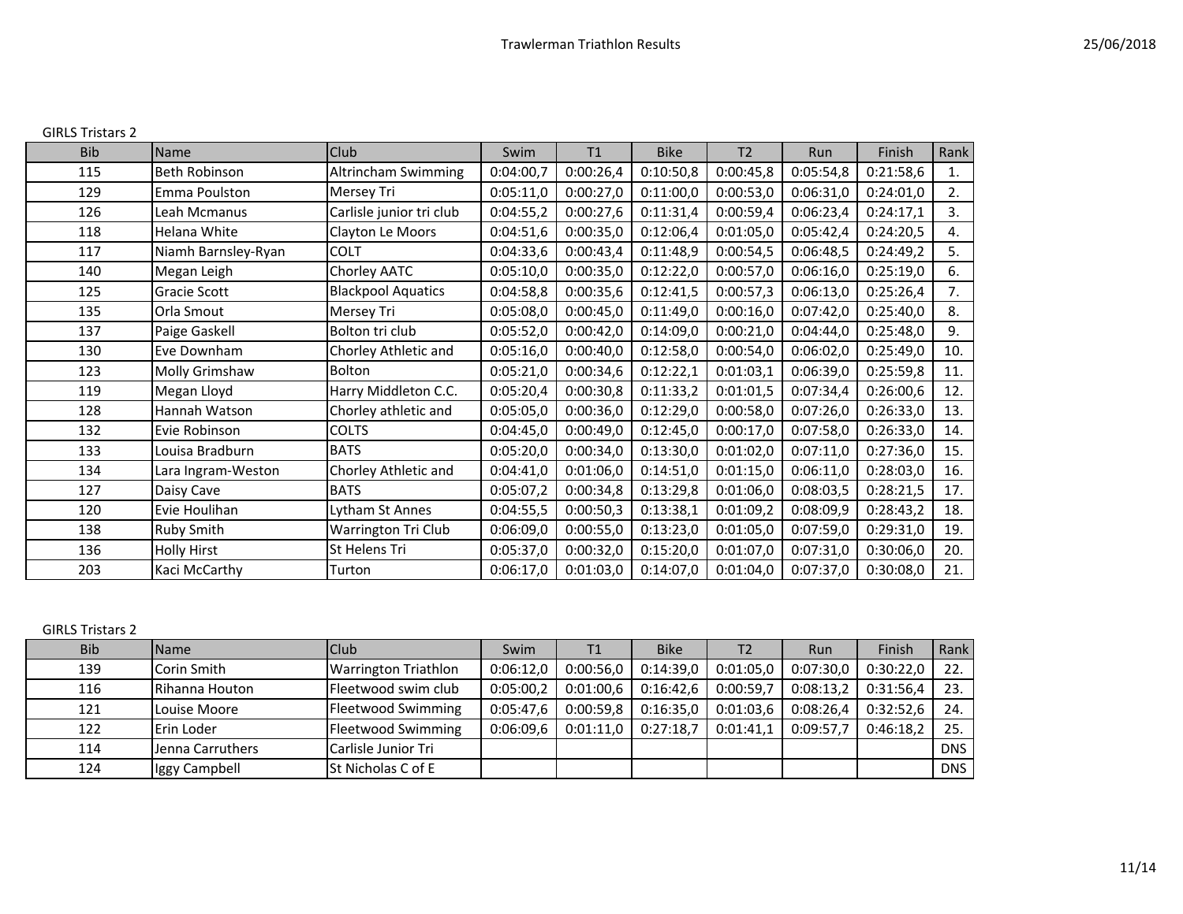# Trawlerman Triathlon Results

25/06/2018

GIRLS Tristars 2

| Bib | Name | Club | Swim | T1 | Bike | T2 | Run | Finish | Rank |
|---|---|---|---|---|---|---|---|---|---|
| 115 | Beth Robinson | Altrincham Swimming | 0:04:00,7 | 0:00:26,4 | 0:10:50,8 | 0:00:45,8 | 0:05:54,8 | 0:21:58,6 | 1. |
| 129 | Emma Poulston | Mersey Tri | 0:05:11,0 | 0:00:27,0 | 0:11:00,0 | 0:00:53,0 | 0:06:31,0 | 0:24:01,0 | 2. |
| 126 | Leah Mcmanus | Carlisle junior tri club | 0:04:55,2 | 0:00:27,6 | 0:11:31,4 | 0:00:59,4 | 0:06:23,4 | 0:24:17,1 | 3. |
| 118 | Helana White | Clayton Le Moors | 0:04:51,6 | 0:00:35,0 | 0:12:06,4 | 0:01:05,0 | 0:05:42,4 | 0:24:20,5 | 4. |
| 117 | Niamh Barnsley-Ryan | COLT | 0:04:33,6 | 0:00:43,4 | 0:11:48,9 | 0:00:54,5 | 0:06:48,5 | 0:24:49,2 | 5. |
| 140 | Megan Leigh | Chorley AATC | 0:05:10,0 | 0:00:35,0 | 0:12:22,0 | 0:00:57,0 | 0:06:16,0 | 0:25:19,0 | 6. |
| 125 | Gracie Scott | Blackpool Aquatics | 0:04:58,8 | 0:00:35,6 | 0:12:41,5 | 0:00:57,3 | 0:06:13,0 | 0:25:26,4 | 7. |
| 135 | Orla Smout | Mersey Tri | 0:05:08,0 | 0:00:45,0 | 0:11:49,0 | 0:00:16,0 | 0:07:42,0 | 0:25:40,0 | 8. |
| 137 | Paige Gaskell | Bolton tri club | 0:05:52,0 | 0:00:42,0 | 0:14:09,0 | 0:00:21,0 | 0:04:44,0 | 0:25:48,0 | 9. |
| 130 | Eve Downham | Chorley Athletic and | 0:05:16,0 | 0:00:40,0 | 0:12:58,0 | 0:00:54,0 | 0:06:02,0 | 0:25:49,0 | 10. |
| 123 | Molly Grimshaw | Bolton | 0:05:21,0 | 0:00:34,6 | 0:12:22,1 | 0:01:03,1 | 0:06:39,0 | 0:25:59,8 | 11. |
| 119 | Megan Lloyd | Harry Middleton C.C. | 0:05:20,4 | 0:00:30,8 | 0:11:33,2 | 0:01:01,5 | 0:07:34,4 | 0:26:00,6 | 12. |
| 128 | Hannah Watson | Chorley athletic and | 0:05:05,0 | 0:00:36,0 | 0:12:29,0 | 0:00:58,0 | 0:07:26,0 | 0:26:33,0 | 13. |
| 132 | Evie Robinson | COLTS | 0:04:45,0 | 0:00:49,0 | 0:12:45,0 | 0:00:17,0 | 0:07:58,0 | 0:26:33,0 | 14. |
| 133 | Louisa Bradburn | BATS | 0:05:20,0 | 0:00:34,0 | 0:13:30,0 | 0:01:02,0 | 0:07:11,0 | 0:27:36,0 | 15. |
| 134 | Lara Ingram-Weston | Chorley Athletic and | 0:04:41,0 | 0:01:06,0 | 0:14:51,0 | 0:01:15,0 | 0:06:11,0 | 0:28:03,0 | 16. |
| 127 | Daisy Cave | BATS | 0:05:07,2 | 0:00:34,8 | 0:13:29,8 | 0:01:06,0 | 0:08:03,5 | 0:28:21,5 | 17. |
| 120 | Evie Houlihan | Lytham St Annes | 0:04:55,5 | 0:00:50,3 | 0:13:38,1 | 0:01:09,2 | 0:08:09,9 | 0:28:43,2 | 18. |
| 138 | Ruby Smith | Warrington Tri Club | 0:06:09,0 | 0:00:55,0 | 0:13:23,0 | 0:01:05,0 | 0:07:59,0 | 0:29:31,0 | 19. |
| 136 | Holly Hirst | St Helens Tri | 0:05:37,0 | 0:00:32,0 | 0:15:20,0 | 0:01:07,0 | 0:07:31,0 | 0:30:06,0 | 20. |
| 203 | Kaci McCarthy | Turton | 0:06:17,0 | 0:01:03,0 | 0:14:07,0 | 0:01:04,0 | 0:07:37,0 | 0:30:08,0 | 21. |

GIRLS Tristars 2

| Bib | Name | Club | Swim | T1 | Bike | T2 | Run | Finish | Rank |
|---|---|---|---|---|---|---|---|---|---|
| 139 | Corin Smith | Warrington Triathlon | 0:06:12,0 | 0:00:56,0 | 0:14:39,0 | 0:01:05,0 | 0:07:30,0 | 0:30:22,0 | 22. |
| 116 | Rihanna Houton | Fleetwood swim club | 0:05:00,2 | 0:01:00,6 | 0:16:42,6 | 0:00:59,7 | 0:08:13,2 | 0:31:56,4 | 23. |
| 121 | Louise Moore | Fleetwood Swimming | 0:05:47,6 | 0:00:59,8 | 0:16:35,0 | 0:01:03,6 | 0:08:26,4 | 0:32:52,6 | 24. |
| 122 | Erin Loder | Fleetwood Swimming | 0:06:09,6 | 0:01:11,0 | 0:27:18,7 | 0:01:41,1 | 0:09:57,7 | 0:46:18,2 | 25. |
| 114 | Jenna Carruthers | Carlisle Junior Tri | | | | | | | DNS |
| 124 | Iggy Campbell | St Nicholas C of E | | | | | | | DNS |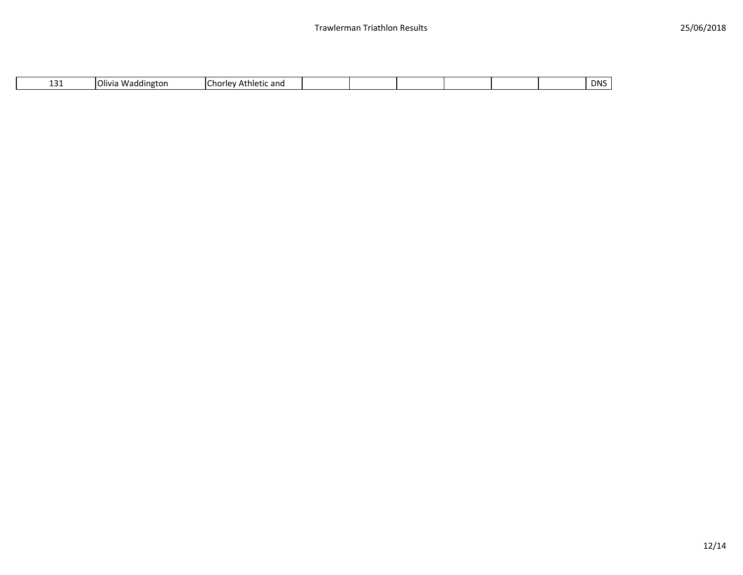| | | | | | | | | | |
|---|---|---|---|---|---|---|---|---|---|
| 131 | Olivia Waddington | Chorley Athletic and | | | | | | | DNS |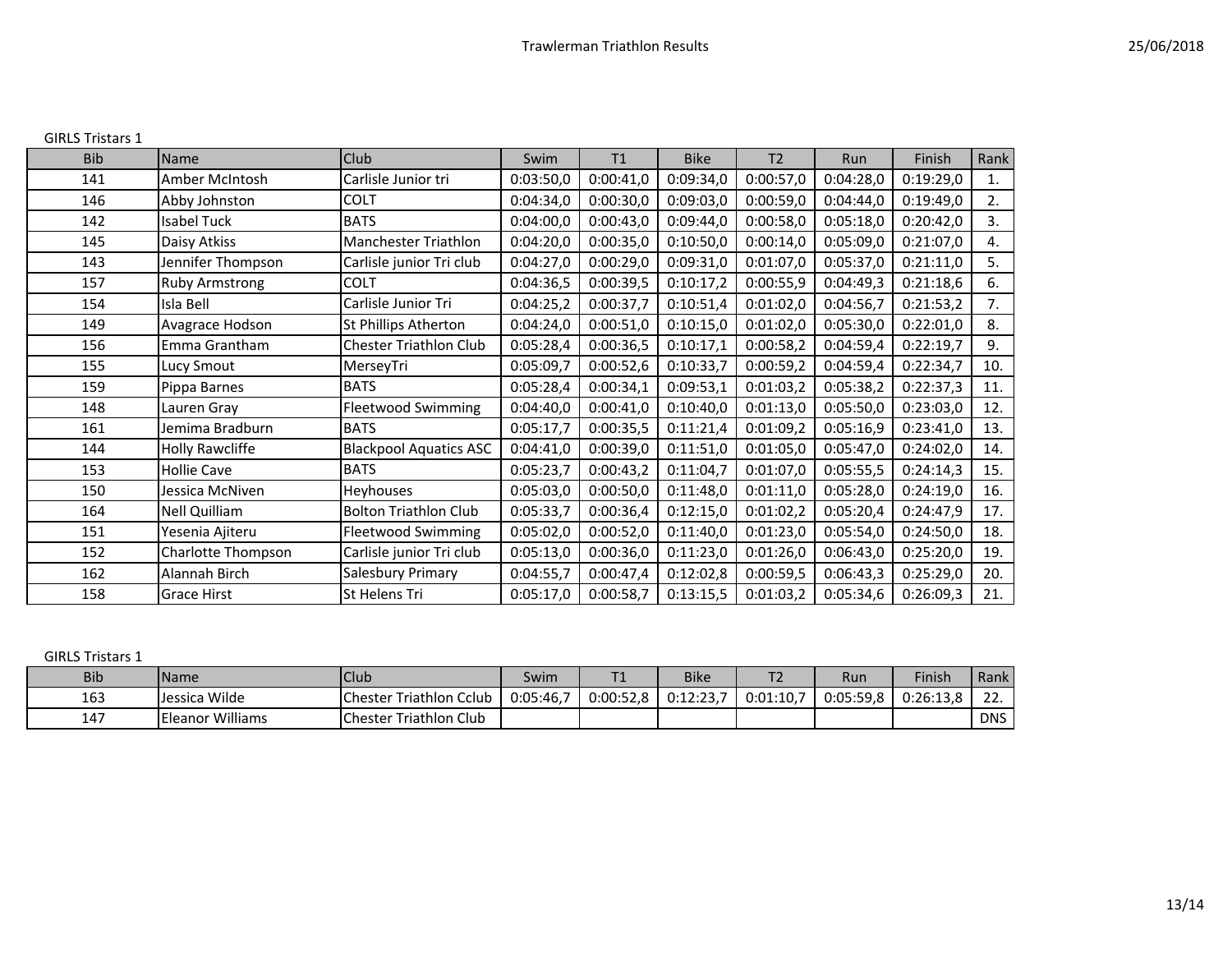GIRLS Tristars 1

| Bib | Name | Club | Swim | T1 | Bike | T2 | Run | Finish | Rank |
|---|---|---|---|---|---|---|---|---|---|
| 141 | Amber McIntosh | Carlisle Junior tri | 0:03:50,0 | 0:00:41,0 | 0:09:34,0 | 0:00:57,0 | 0:04:28,0 | 0:19:29,0 | 1. |
| 146 | Abby Johnston | COLT | 0:04:34,0 | 0:00:30,0 | 0:09:03,0 | 0:00:59,0 | 0:04:44,0 | 0:19:49,0 | 2. |
| 142 | Isabel Tuck | BATS | 0:04:00,0 | 0:00:43,0 | 0:09:44,0 | 0:00:58,0 | 0:05:18,0 | 0:20:42,0 | 3. |
| 145 | Daisy Atkiss | Manchester Triathlon | 0:04:20,0 | 0:00:35,0 | 0:10:50,0 | 0:00:14,0 | 0:05:09,0 | 0:21:07,0 | 4. |
| 143 | Jennifer Thompson | Carlisle junior Tri club | 0:04:27,0 | 0:00:29,0 | 0:09:31,0 | 0:01:07,0 | 0:05:37,0 | 0:21:11,0 | 5. |
| 157 | Ruby Armstrong | COLT | 0:04:36,5 | 0:00:39,5 | 0:10:17,2 | 0:00:55,9 | 0:04:49,3 | 0:21:18,6 | 6. |
| 154 | Isla Bell | Carlisle Junior Tri | 0:04:25,2 | 0:00:37,7 | 0:10:51,4 | 0:01:02,0 | 0:04:56,7 | 0:21:53,2 | 7. |
| 149 | Avagrace Hodson | St Phillips Atherton | 0:04:24,0 | 0:00:51,0 | 0:10:15,0 | 0:01:02,0 | 0:05:30,0 | 0:22:01,0 | 8. |
| 156 | Emma Grantham | Chester Triathlon Club | 0:05:28,4 | 0:00:36,5 | 0:10:17,1 | 0:00:58,2 | 0:04:59,4 | 0:22:19,7 | 9. |
| 155 | Lucy Smout | MerseyTri | 0:05:09,7 | 0:00:52,6 | 0:10:33,7 | 0:00:59,2 | 0:04:59,4 | 0:22:34,7 | 10. |
| 159 | Pippa Barnes | BATS | 0:05:28,4 | 0:00:34,1 | 0:09:53,1 | 0:01:03,2 | 0:05:38,2 | 0:22:37,3 | 11. |
| 148 | Lauren Gray | Fleetwood Swimming | 0:04:40,0 | 0:00:41,0 | 0:10:40,0 | 0:01:13,0 | 0:05:50,0 | 0:23:03,0 | 12. |
| 161 | Jemima Bradburn | BATS | 0:05:17,7 | 0:00:35,5 | 0:11:21,4 | 0:01:09,2 | 0:05:16,9 | 0:23:41,0 | 13. |
| 144 | Holly Rawcliffe | Blackpool Aquatics ASC | 0:04:41,0 | 0:00:39,0 | 0:11:51,0 | 0:01:05,0 | 0:05:47,0 | 0:24:02,0 | 14. |
| 153 | Hollie Cave | BATS | 0:05:23,7 | 0:00:43,2 | 0:11:04,7 | 0:01:07,0 | 0:05:55,5 | 0:24:14,3 | 15. |
| 150 | Jessica McNiven | Heyhouses | 0:05:03,0 | 0:00:50,0 | 0:11:48,0 | 0:01:11,0 | 0:05:28,0 | 0:24:19,0 | 16. |
| 164 | Nell Quilliam | Bolton Triathlon Club | 0:05:33,7 | 0:00:36,4 | 0:12:15,0 | 0:01:02,2 | 0:05:20,4 | 0:24:47,9 | 17. |
| 151 | Yesenia Ajiteru | Fleetwood Swimming | 0:05:02,0 | 0:00:52,0 | 0:11:40,0 | 0:01:23,0 | 0:05:54,0 | 0:24:50,0 | 18. |
| 152 | Charlotte Thompson | Carlisle junior Tri club | 0:05:13,0 | 0:00:36,0 | 0:11:23,0 | 0:01:26,0 | 0:06:43,0 | 0:25:20,0 | 19. |
| 162 | Alannah Birch | Salesbury Primary | 0:04:55,7 | 0:00:47,4 | 0:12:02,8 | 0:00:59,5 | 0:06:43,3 | 0:25:29,0 | 20. |
| 158 | Grace Hirst | St Helens Tri | 0:05:17,0 | 0:00:58,7 | 0:13:15,5 | 0:01:03,2 | 0:05:34,6 | 0:26:09,3 | 21. |

GIRLS Tristars 1

| Bib | Name | Club | Swim | T1 | Bike | T2 | Run | Finish | Rank |
|---|---|---|---|---|---|---|---|---|---|
| 163 | Jessica Wilde | Chester Triathlon Cclub | 0:05:46,7 | 0:00:52,8 | 0:12:23,7 | 0:01:10,7 | 0:05:59,8 | 0:26:13,8 | 22. |
| 147 | Eleanor Williams | Chester Triathlon Club | | | | | | | DNS |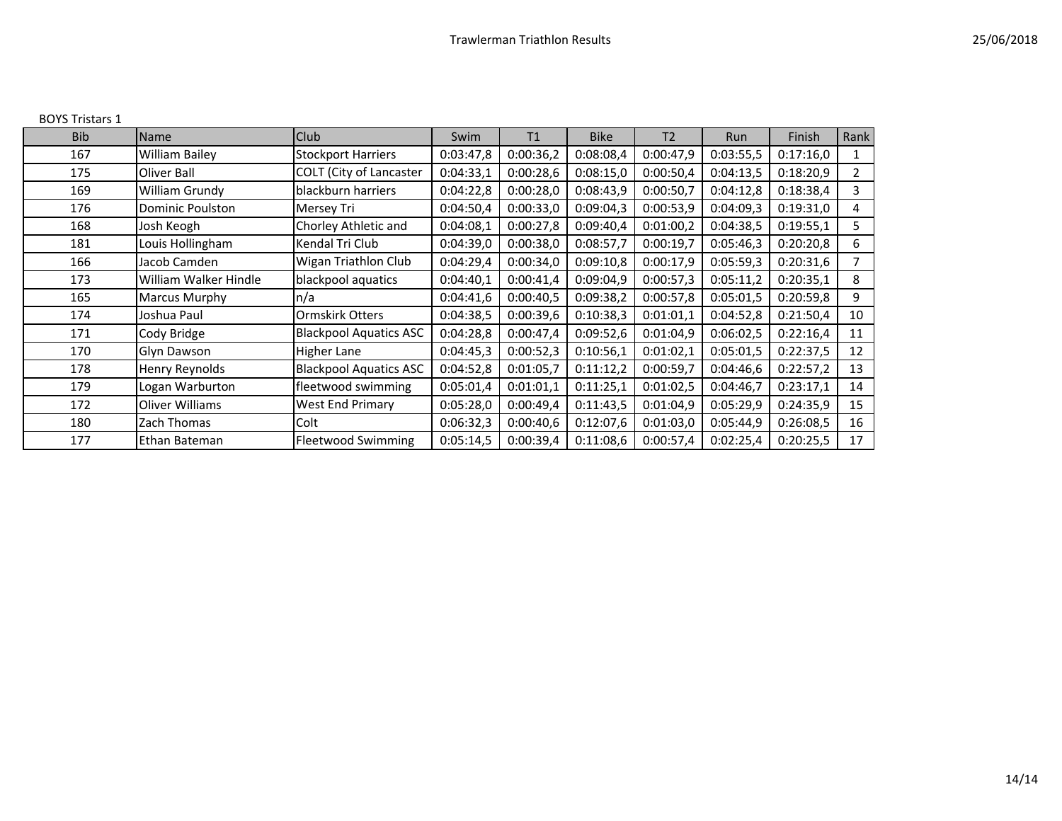BOYS Tristars 1

| Bib | Name | Club | Swim | T1 | Bike | T2 | Run | Finish | Rank |
|---|---|---|---|---|---|---|---|---|---|
| 167 | William Bailey | Stockport Harriers | 0:03:47,8 | 0:00:36,2 | 0:08:08,4 | 0:00:47,9 | 0:03:55,5 | 0:17:16,0 | 1 |
| 175 | Oliver Ball | COLT (City of Lancaster | 0:04:33,1 | 0:00:28,6 | 0:08:15,0 | 0:00:50,4 | 0:04:13,5 | 0:18:20,9 | 2 |
| 169 | William Grundy | blackburn harriers | 0:04:22,8 | 0:00:28,0 | 0:08:43,9 | 0:00:50,7 | 0:04:12,8 | 0:18:38,4 | 3 |
| 176 | Dominic Poulston | Mersey Tri | 0:04:50,4 | 0:00:33,0 | 0:09:04,3 | 0:00:53,9 | 0:04:09,3 | 0:19:31,0 | 4 |
| 168 | Josh Keogh | Chorley Athletic and | 0:04:08,1 | 0:00:27,8 | 0:09:40,4 | 0:01:00,2 | 0:04:38,5 | 0:19:55,1 | 5 |
| 181 | Louis Hollingham | Kendal Tri Club | 0:04:39,0 | 0:00:38,0 | 0:08:57,7 | 0:00:19,7 | 0:05:46,3 | 0:20:20,8 | 6 |
| 166 | Jacob Camden | Wigan Triathlon Club | 0:04:29,4 | 0:00:34,0 | 0:09:10,8 | 0:00:17,9 | 0:05:59,3 | 0:20:31,6 | 7 |
| 173 | William Walker Hindle | blackpool aquatics | 0:04:40,1 | 0:00:41,4 | 0:09:04,9 | 0:00:57,3 | 0:05:11,2 | 0:20:35,1 | 8 |
| 165 | Marcus Murphy | n/a | 0:04:41,6 | 0:00:40,5 | 0:09:38,2 | 0:00:57,8 | 0:05:01,5 | 0:20:59,8 | 9 |
| 174 | Joshua Paul | Ormskirk Otters | 0:04:38,5 | 0:00:39,6 | 0:10:38,3 | 0:01:01,1 | 0:04:52,8 | 0:21:50,4 | 10 |
| 171 | Cody Bridge | Blackpool Aquatics ASC | 0:04:28,8 | 0:00:47,4 | 0:09:52,6 | 0:01:04,9 | 0:06:02,5 | 0:22:16,4 | 11 |
| 170 | Glyn Dawson | Higher Lane | 0:04:45,3 | 0:00:52,3 | 0:10:56,1 | 0:01:02,1 | 0:05:01,5 | 0:22:37,5 | 12 |
| 178 | Henry Reynolds | Blackpool Aquatics ASC | 0:04:52,8 | 0:01:05,7 | 0:11:12,2 | 0:00:59,7 | 0:04:46,6 | 0:22:57,2 | 13 |
| 179 | Logan Warburton | fleetwood swimming | 0:05:01,4 | 0:01:01,1 | 0:11:25,1 | 0:01:02,5 | 0:04:46,7 | 0:23:17,1 | 14 |
| 172 | Oliver Williams | West End Primary | 0:05:28,0 | 0:00:49,4 | 0:11:43,5 | 0:01:04,9 | 0:05:29,9 | 0:24:35,9 | 15 |
| 180 | Zach Thomas | Colt | 0:06:32,3 | 0:00:40,6 | 0:12:07,6 | 0:01:03,0 | 0:05:44,9 | 0:26:08,5 | 16 |
| 177 | Ethan Bateman | Fleetwood Swimming | 0:05:14,5 | 0:00:39,4 | 0:11:08,6 | 0:00:57,4 | 0:02:25,4 | 0:20:25,5 | 17 |